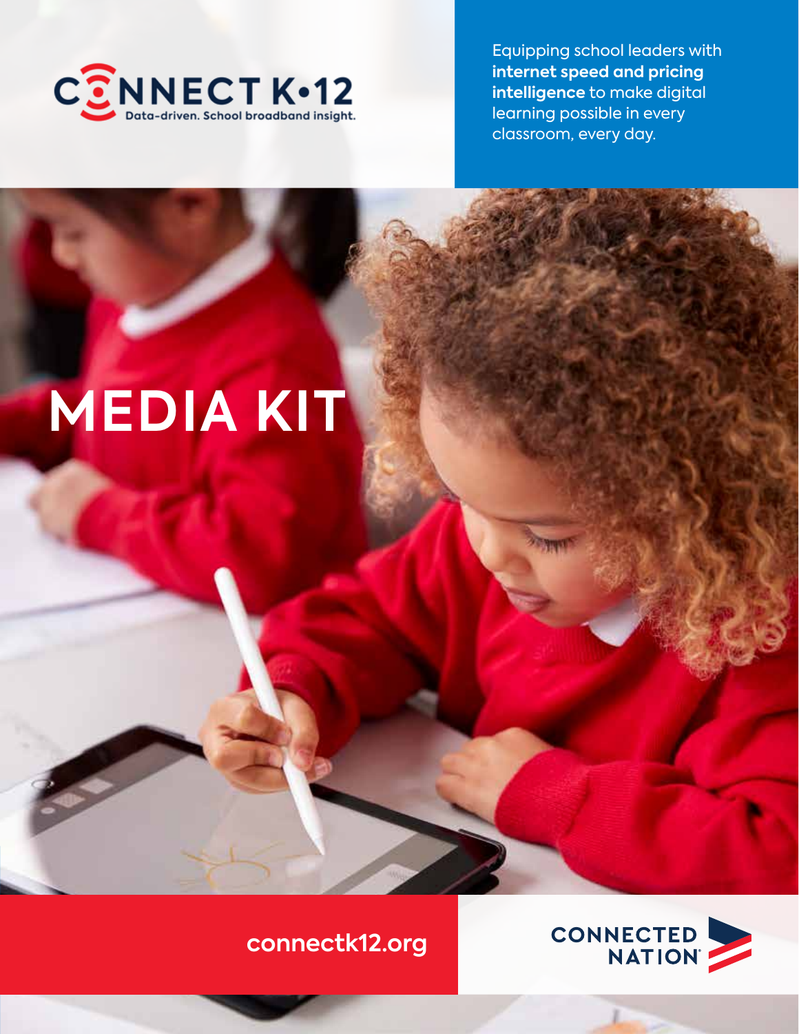CONNECT K•12

Data-driven. School broadband insight.

Equipping school leaders with **internet speed and pricing intelligence** to make digital learning possible in every classroom, every day.

# MEDIA KIT

connectk12.org

CONNECTED NATION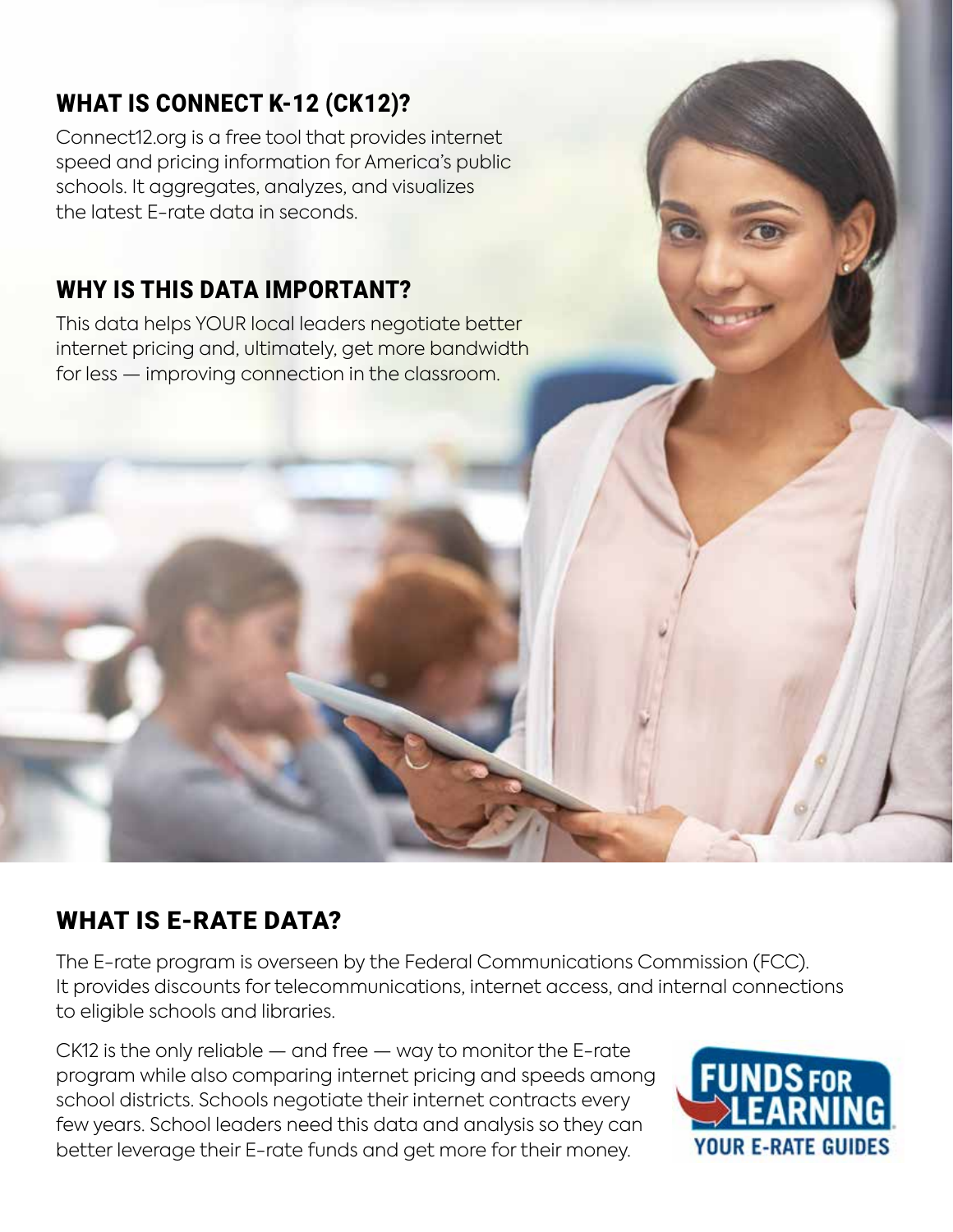## WHAT IS CONNECT K-12 (CK12)?

Connect12.org is a free tool that provides internet speed and pricing information for America's public schools. It aggregates, analyzes, and visualizes the latest E-rate data in seconds.

## WHY IS THIS DATA IMPORTANT?

This data helps YOUR local leaders negotiate better internet pricing and, ultimately, get more bandwidth for less — improving connection in the classroom.

## WHAT IS E-RATE DATA?

The E-rate program is overseen by the Federal Communications Commission (FCC). It provides discounts for telecommunications, internet access, and internal connections to eligible schools and libraries.

CK12 is the only reliable — and free — way to monitor the E-rate program while also comparing internet pricing and speeds among school districts. Schools negotiate their internet contracts every few years. School leaders need this data and analysis so they can better leverage their E-rate funds and get more for their money.

FUNDS FOR LEARNING
YOUR E-RATE GUIDES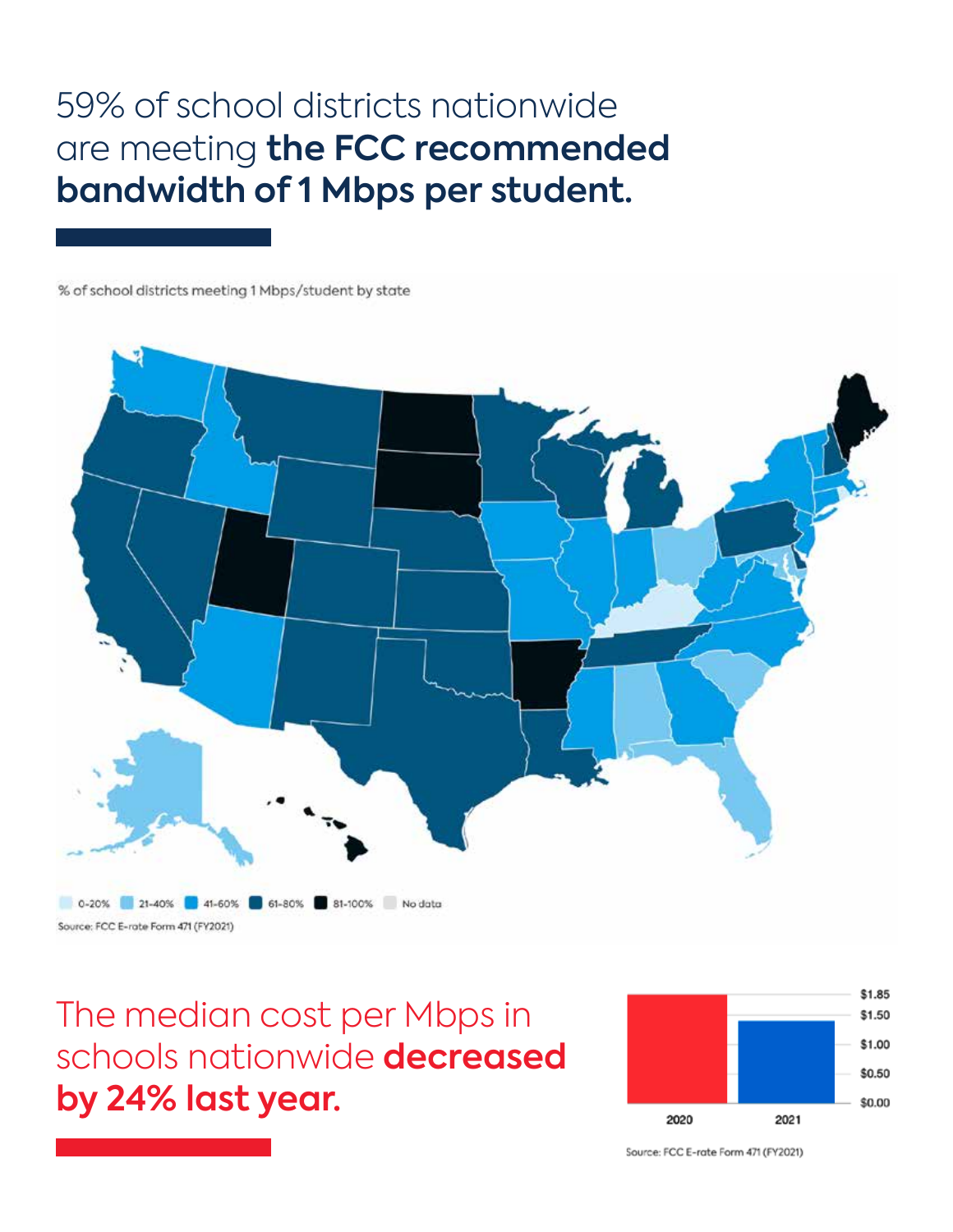# 59% of school districts nationwide are meeting **the FCC recommended bandwidth of 1 Mbps per student.**

% of school districts meeting 1 Mbps/student by state

0-20% | 21-40% | 41-60% | 61-80% | 81-100% | No data

Source: FCC E-rate Form 471 (FY2021)

# The median cost per Mbps in schools nationwide **decreased by 24% last year.**

$1.85
$1.50
$1.00
$0.50
$0.00

2020 | 2021

Source: FCC E-rate Form 471 (FY2021)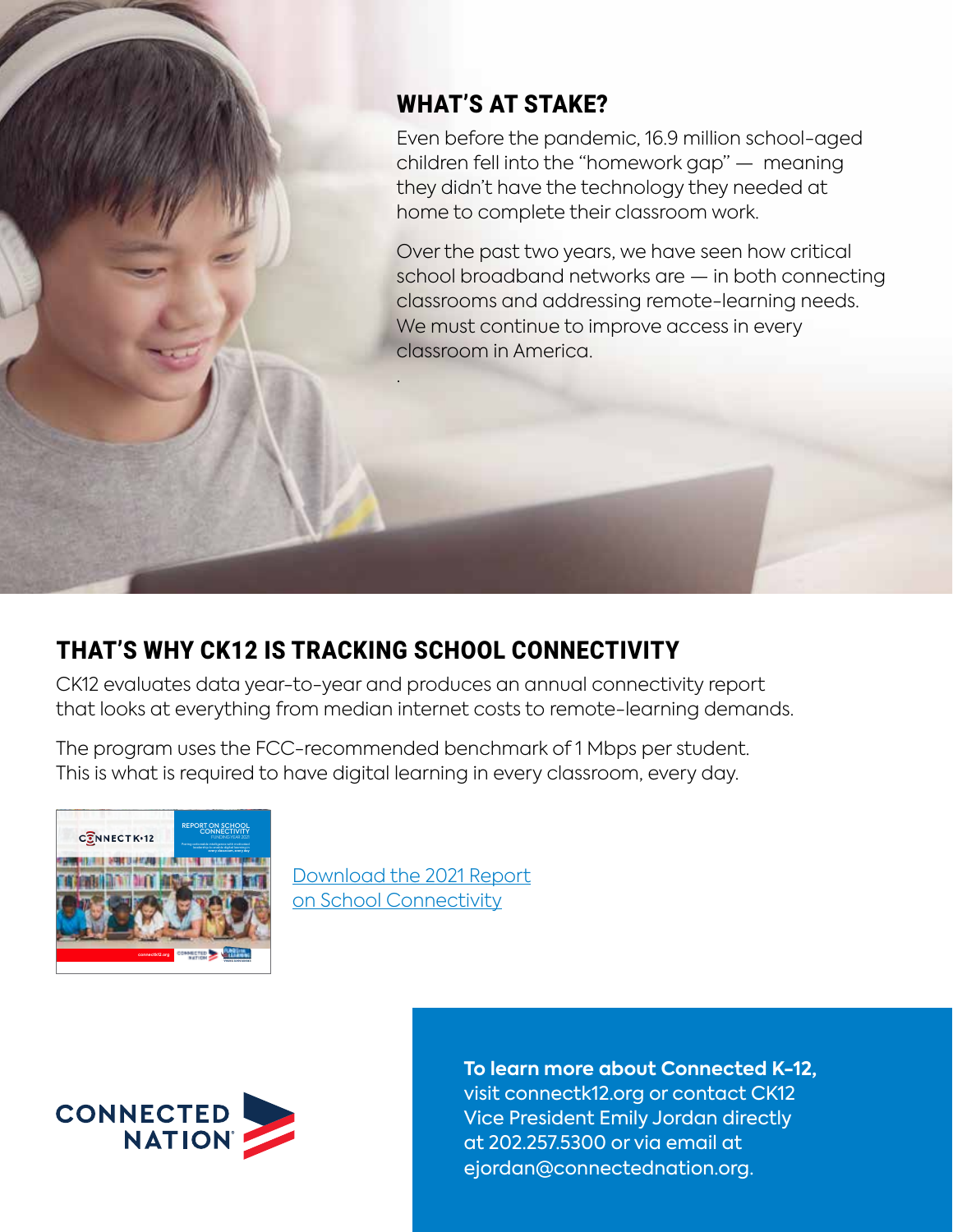## WHAT'S AT STAKE?

Even before the pandemic, 16.9 million school-aged children fell into the "homework gap" — meaning they didn't have the technology they needed at home to complete their classroom work.

Over the past two years, we have seen how critical school broadband networks are — in both connecting classrooms and addressing remote-learning needs. We must continue to improve access in every classroom in America.

## THAT'S WHY CK12 IS TRACKING SCHOOL CONNECTIVITY

CK12 evaluates data year-to-year and produces an annual connectivity report that looks at everything from median internet costs to remote-learning demands.

The program uses the FCC-recommended benchmark of 1 Mbps per student. This is what is required to have digital learning in every classroom, every day.

Download the 2021 Report on School Connectivity

**To learn more about Connected K-12,** visit connectk12.org or contact CK12 Vice President Emily Jordan directly at 202.257.5300 or via email at ejordan@connectednation.org.